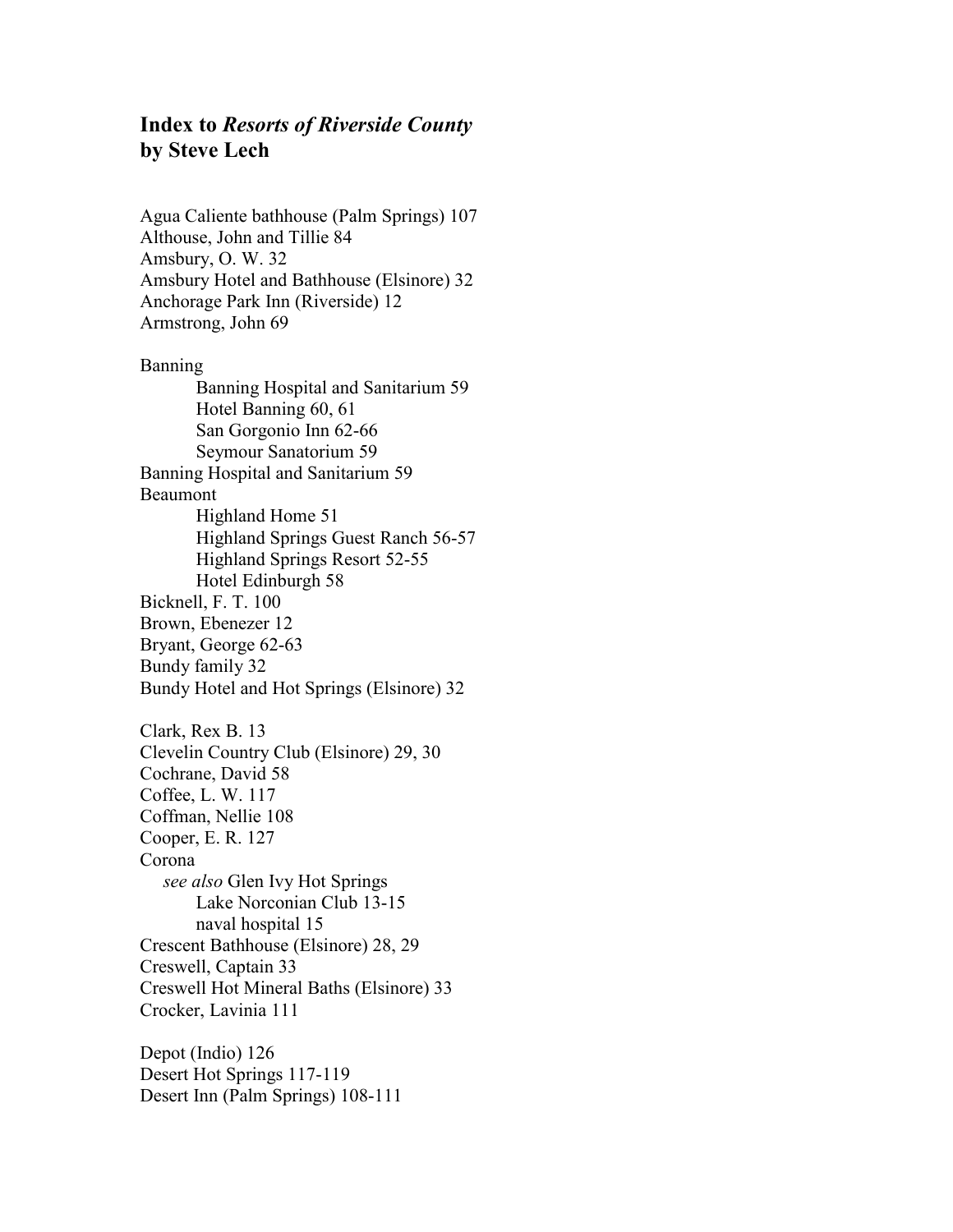## Index to *Resorts of Riverside County* by Steve Lech

Agua Caliente bathhouse (Palm Springs) 107
Althouse, John and Tillie 84
Amsbury, O. W. 32
Amsbury Hotel and Bathhouse (Elsinore) 32
Anchorage Park Inn (Riverside) 12
Armstrong, John 69

Banning
- Banning Hospital and Sanitarium 59
- Hotel Banning 60, 61
- San Gorgonio Inn 62-66
- Seymour Sanatorium 59

Banning Hospital and Sanitarium 59
Beaumont
- Highland Home 51
- Highland Springs Guest Ranch 56-57
- Highland Springs Resort 52-55
- Hotel Edinburgh 58

Bicknell, F. T. 100
Brown, Ebenezer 12
Bryant, George 62-63
Bundy family 32
Bundy Hotel and Hot Springs (Elsinore) 32

Clark, Rex B. 13
Clevelin Country Club (Elsinore) 29, 30
Cochrane, David 58
Coffee, L. W. 117
Coffman, Nellie 108
Cooper, E. R. 127
Corona
- *see also* Glen Ivy Hot Springs
- Lake Norconian Club 13-15
- naval hospital 15

Crescent Bathhouse (Elsinore) 28, 29
Creswell, Captain 33
Creswell Hot Mineral Baths (Elsinore) 33
Crocker, Lavinia 111

Depot (Indio) 126
Desert Hot Springs 117-119
Desert Inn (Palm Springs) 108-111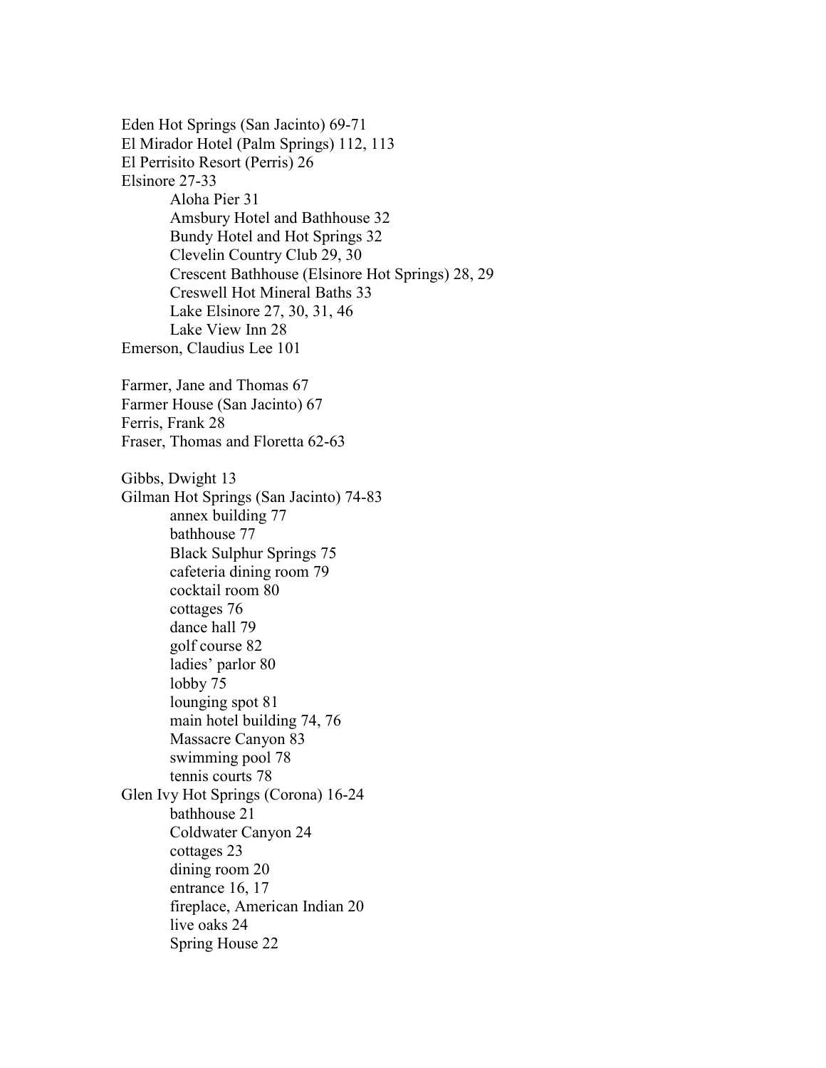Eden Hot Springs (San Jacinto) 69-71
El Mirador Hotel (Palm Springs) 112, 113
El Perrisito Resort (Perris) 26
Elsinore 27-33
- Aloha Pier 31
- Amsbury Hotel and Bathhouse 32
- Bundy Hotel and Hot Springs 32
- Clevelin Country Club 29, 30
- Crescent Bathhouse (Elsinore Hot Springs) 28, 29
- Creswell Hot Mineral Baths 33
- Lake Elsinore 27, 30, 31, 46
- Lake View Inn 28

Emerson, Claudius Lee 101

Farmer, Jane and Thomas 67
Farmer House (San Jacinto) 67
Ferris, Frank 28
Fraser, Thomas and Floretta 62-63

Gibbs, Dwight 13
Gilman Hot Springs (San Jacinto) 74-83
- annex building 77
- bathhouse 77
- Black Sulphur Springs 75
- cafeteria dining room 79
- cocktail room 80
- cottages 76
- dance hall 79
- golf course 82
- ladies' parlor 80
- lobby 75
- lounging spot 81
- main hotel building 74, 76
- Massacre Canyon 83
- swimming pool 78
- tennis courts 78

Glen Ivy Hot Springs (Corona) 16-24
- bathhouse 21
- Coldwater Canyon 24
- cottages 23
- dining room 20
- entrance 16, 17
- fireplace, American Indian 20
- live oaks 24
- Spring House 22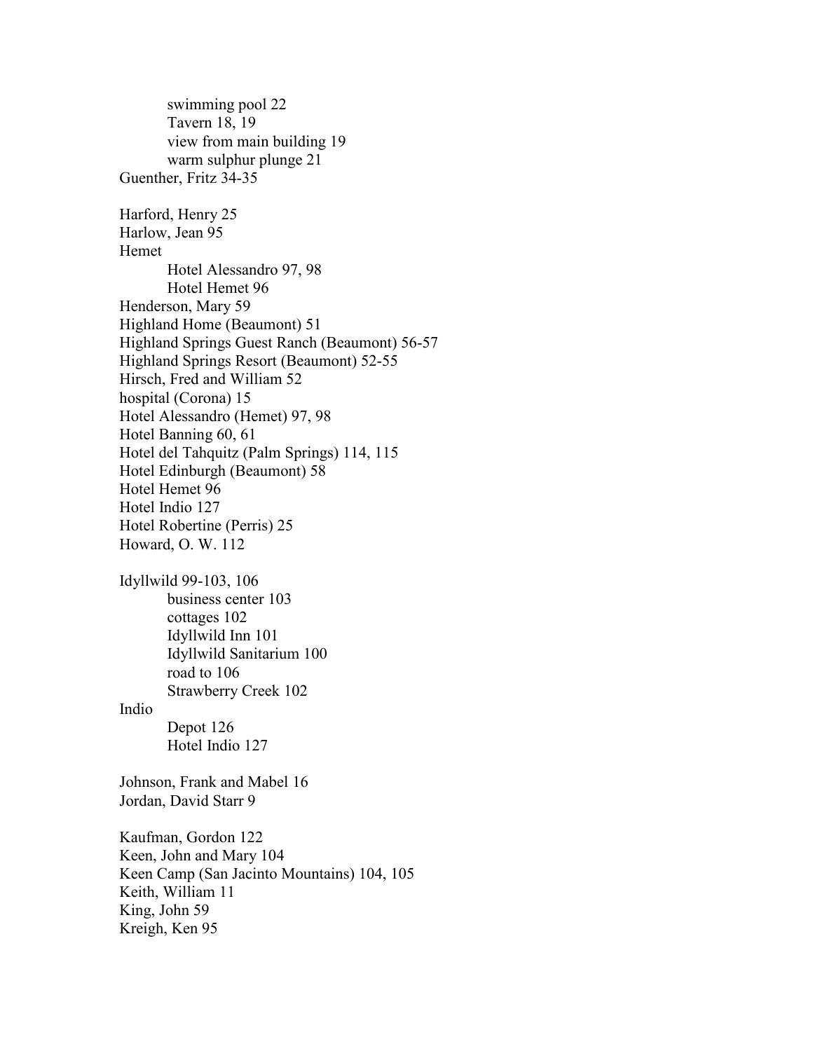swimming pool 22
    Tavern 18, 19
    view from main building 19
    warm sulphur plunge 21
Guenther, Fritz 34-35

Harford, Henry 25
Harlow, Jean 95
Hemet
    Hotel Alessandro 97, 98
    Hotel Hemet 96
Henderson, Mary 59
Highland Home (Beaumont) 51
Highland Springs Guest Ranch (Beaumont) 56-57
Highland Springs Resort (Beaumont) 52-55
Hirsch, Fred and William 52
hospital (Corona) 15
Hotel Alessandro (Hemet) 97, 98
Hotel Banning 60, 61
Hotel del Tahquitz (Palm Springs) 114, 115
Hotel Edinburgh (Beaumont) 58
Hotel Hemet 96
Hotel Indio 127
Hotel Robertine (Perris) 25
Howard, O. W. 112

Idyllwild 99-103, 106
    business center 103
    cottages 102
    Idyllwild Inn 101
    Idyllwild Sanitarium 100
    road to 106
    Strawberry Creek 102
Indio
    Depot 126
    Hotel Indio 127

Johnson, Frank and Mabel 16
Jordan, David Starr 9

Kaufman, Gordon 122
Keen, John and Mary 104
Keen Camp (San Jacinto Mountains) 104, 105
Keith, William 11
King, John 59
Kreigh, Ken 95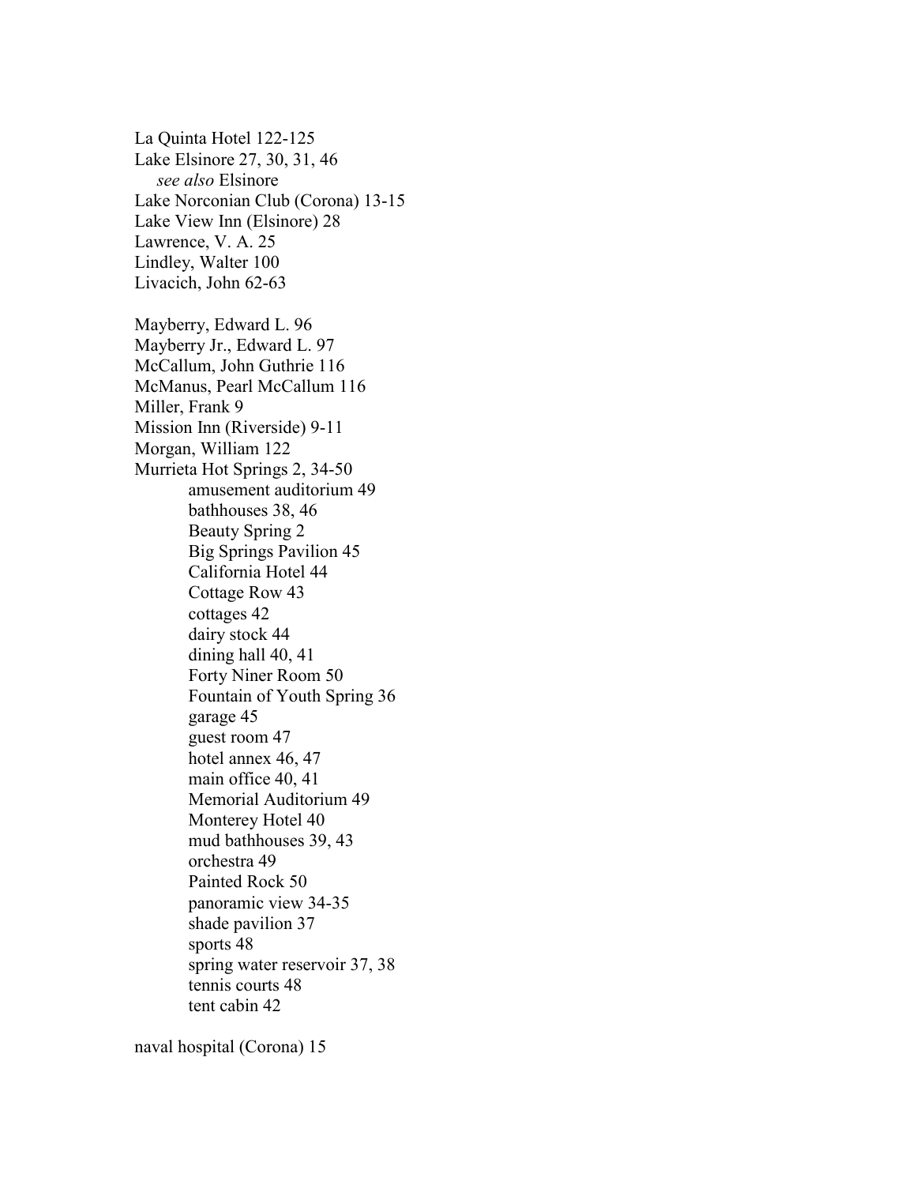La Quinta Hotel 122-125  
Lake Elsinore 27, 30, 31, 46  
    *see also* Elsinore  
Lake Norconian Club (Corona) 13-15  
Lake View Inn (Elsinore) 28  
Lawrence, V. A. 25  
Lindley, Walter 100  
Livacich, John 62-63

Mayberry, Edward L. 96  
Mayberry Jr., Edward L. 97  
McCallum, John Guthrie 116  
McManus, Pearl McCallum 116  
Miller, Frank 9  
Mission Inn (Riverside) 9-11  
Morgan, William 122  
Murrieta Hot Springs 2, 34-50  
        amusement auditorium 49  
        bathhouses 38, 46  
        Beauty Spring 2  
        Big Springs Pavilion 45  
        California Hotel 44  
        Cottage Row 43  
        cottages 42  
        dairy stock 44  
        dining hall 40, 41  
        Forty Niner Room 50  
        Fountain of Youth Spring 36  
        garage 45  
        guest room 47  
        hotel annex 46, 47  
        main office 40, 41  
        Memorial Auditorium 49  
        Monterey Hotel 40  
        mud bathhouses 39, 43  
        orchestra 49  
        Painted Rock 50  
        panoramic view 34-35  
        shade pavilion 37  
        sports 48  
        spring water reservoir 37, 38  
        tennis courts 48  
        tent cabin 42

naval hospital (Corona) 15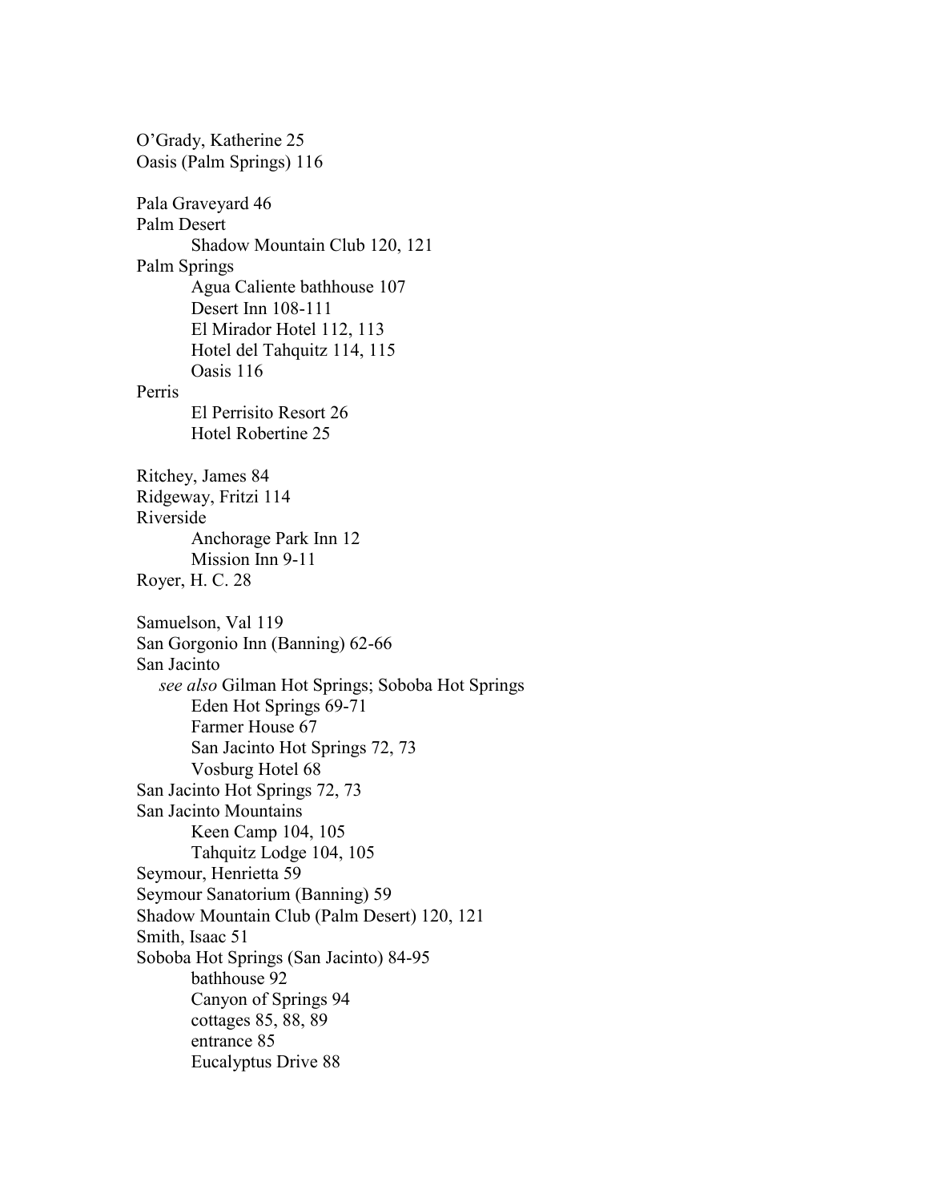O'Grady, Katherine 25
Oasis (Palm Springs) 116

Pala Graveyard 46
Palm Desert
    Shadow Mountain Club 120, 121
Palm Springs
    Agua Caliente bathhouse 107
    Desert Inn 108-111
    El Mirador Hotel 112, 113
    Hotel del Tahquitz 114, 115
    Oasis 116
Perris
    El Perrisito Resort 26
    Hotel Robertine 25

Ritchey, James 84
Ridgeway, Fritzi 114
Riverside
    Anchorage Park Inn 12
    Mission Inn 9-11
Royer, H. C. 28

Samuelson, Val 119
San Gorgonio Inn (Banning) 62-66
San Jacinto
  *see also* Gilman Hot Springs; Soboba Hot Springs
    Eden Hot Springs 69-71
    Farmer House 67
    San Jacinto Hot Springs 72, 73
    Vosburg Hotel 68
San Jacinto Hot Springs 72, 73
San Jacinto Mountains
    Keen Camp 104, 105
    Tahquitz Lodge 104, 105
Seymour, Henrietta 59
Seymour Sanatorium (Banning) 59
Shadow Mountain Club (Palm Desert) 120, 121
Smith, Isaac 51
Soboba Hot Springs (San Jacinto) 84-95
    bathhouse 92
    Canyon of Springs 94
    cottages 85, 88, 89
    entrance 85
    Eucalyptus Drive 88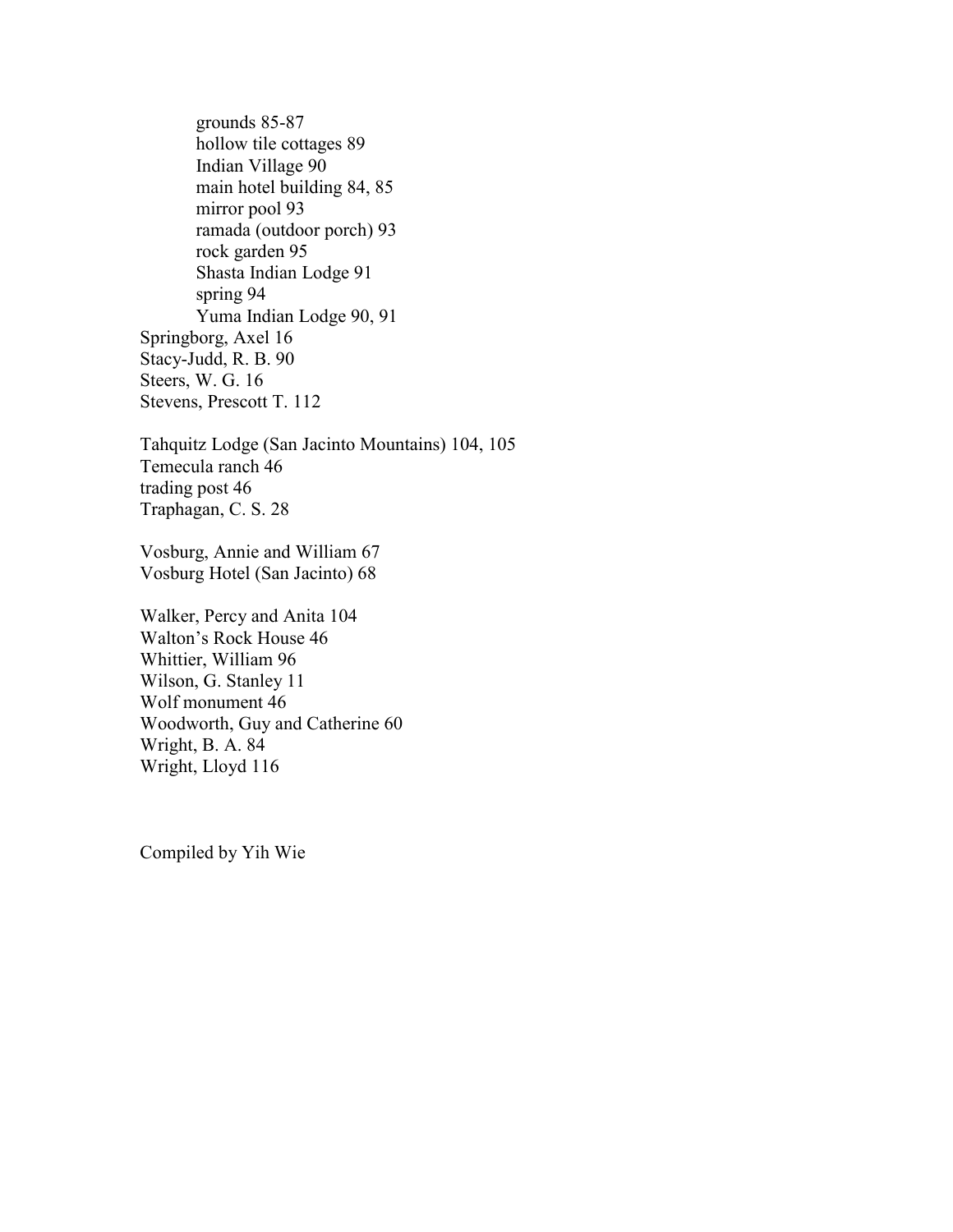grounds 85-87
hollow tile cottages 89
Indian Village 90
main hotel building 84, 85
mirror pool 93
ramada (outdoor porch) 93
rock garden 95
Shasta Indian Lodge 91
spring 94
Yuma Indian Lodge 90, 91

Springborg, Axel 16
Stacy-Judd, R. B. 90
Steers, W. G. 16
Stevens, Prescott T. 112

Tahquitz Lodge (San Jacinto Mountains) 104, 105
Temecula ranch 46
trading post 46
Traphagan, C. S. 28

Vosburg, Annie and William 67
Vosburg Hotel (San Jacinto) 68

Walker, Percy and Anita 104
Walton's Rock House 46
Whittier, William 96
Wilson, G. Stanley 11
Wolf monument 46
Woodworth, Guy and Catherine 60
Wright, B. A. 84
Wright, Lloyd 116

Compiled by Yih Wie